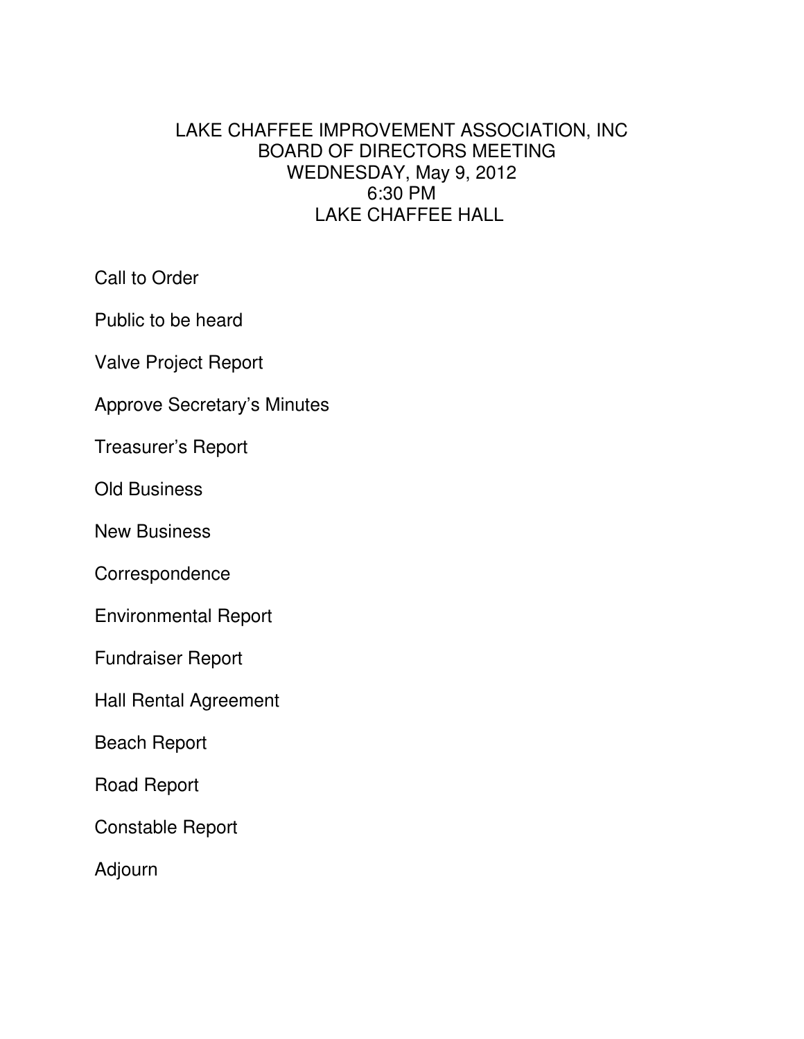# LAKE CHAFFEE IMPROVEMENT ASSOCIATION, INC
## BOARD OF DIRECTORS MEETING
## WEDNESDAY, May 9, 2012
## 6:30 PM
## LAKE CHAFFEE HALL

Call to Order

Public to be heard

Valve Project Report

Approve Secretary's Minutes

Treasurer's Report

Old Business

New Business

Correspondence

Environmental Report

Fundraiser Report

Hall Rental Agreement

Beach Report

Road Report

Constable Report

Adjourn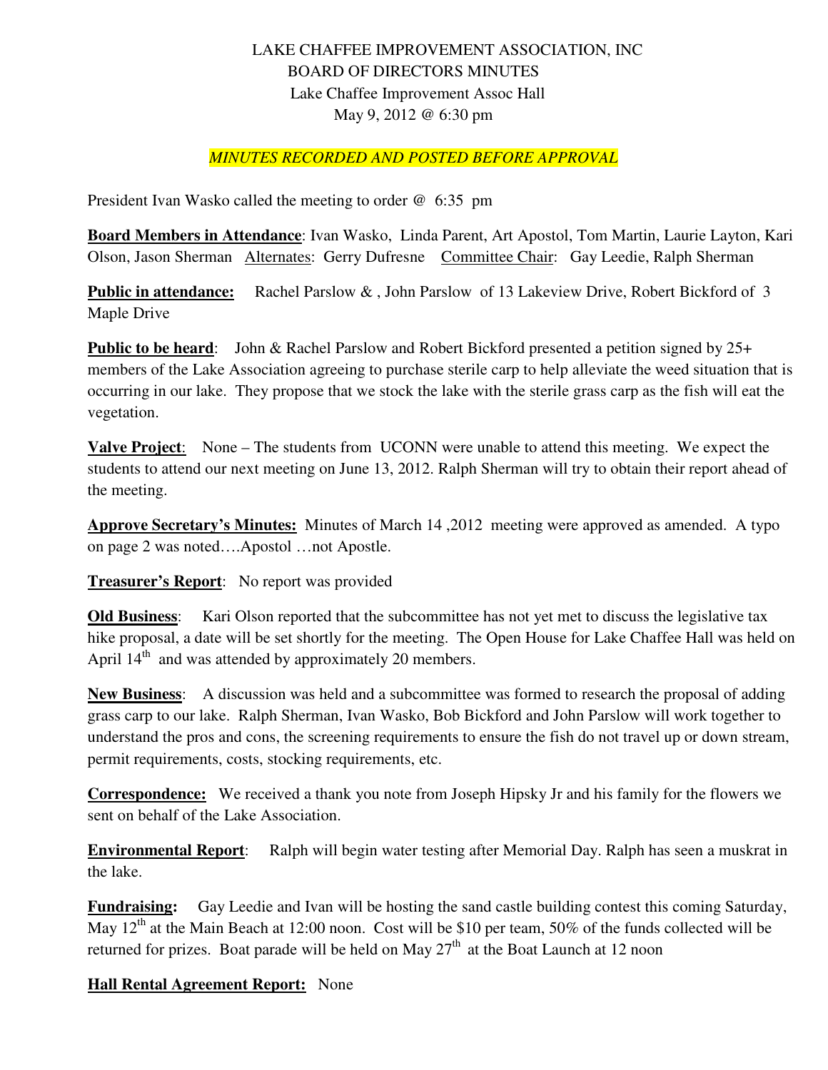LAKE CHAFFEE IMPROVEMENT ASSOCIATION, INC
BOARD OF DIRECTORS MINUTES
Lake Chaffee Improvement Assoc Hall
May 9, 2012 @ 6:30 pm

*MINUTES RECORDED AND POSTED BEFORE APPROVAL*

President Ivan Wasko called the meeting to order @ 6:35 pm

**Board Members in Attendance**: Ivan Wasko, Linda Parent, Art Apostol, Tom Martin, Laurie Layton, Kari Olson, Jason Sherman Alternates: Gerry Dufresne Committee Chair: Gay Leedie, Ralph Sherman

**Public in attendance:** Rachel Parslow & , John Parslow of 13 Lakeview Drive, Robert Bickford of 3 Maple Drive

**Public to be heard**: John & Rachel Parslow and Robert Bickford presented a petition signed by 25+ members of the Lake Association agreeing to purchase sterile carp to help alleviate the weed situation that is occurring in our lake. They propose that we stock the lake with the sterile grass carp as the fish will eat the vegetation.

**Valve Project**: None – The students from UCONN were unable to attend this meeting. We expect the students to attend our next meeting on June 13, 2012. Ralph Sherman will try to obtain their report ahead of the meeting.

**Approve Secretary's Minutes:** Minutes of March 14 ,2012 meeting were approved as amended. A typo on page 2 was noted….Apostol …not Apostle.

**Treasurer's Report**: No report was provided

**Old Business**: Kari Olson reported that the subcommittee has not yet met to discuss the legislative tax hike proposal, a date will be set shortly for the meeting. The Open House for Lake Chaffee Hall was held on April 14th and was attended by approximately 20 members.

**New Business**: A discussion was held and a subcommittee was formed to research the proposal of adding grass carp to our lake. Ralph Sherman, Ivan Wasko, Bob Bickford and John Parslow will work together to understand the pros and cons, the screening requirements to ensure the fish do not travel up or down stream, permit requirements, costs, stocking requirements, etc.

**Correspondence:** We received a thank you note from Joseph Hipsky Jr and his family for the flowers we sent on behalf of the Lake Association.

**Environmental Report**: Ralph will begin water testing after Memorial Day. Ralph has seen a muskrat in the lake.

**Fundraising:** Gay Leedie and Ivan will be hosting the sand castle building contest this coming Saturday, May 12th at the Main Beach at 12:00 noon. Cost will be $10 per team, 50% of the funds collected will be returned for prizes. Boat parade will be held on May 27th at the Boat Launch at 12 noon

**Hall Rental Agreement Report:** None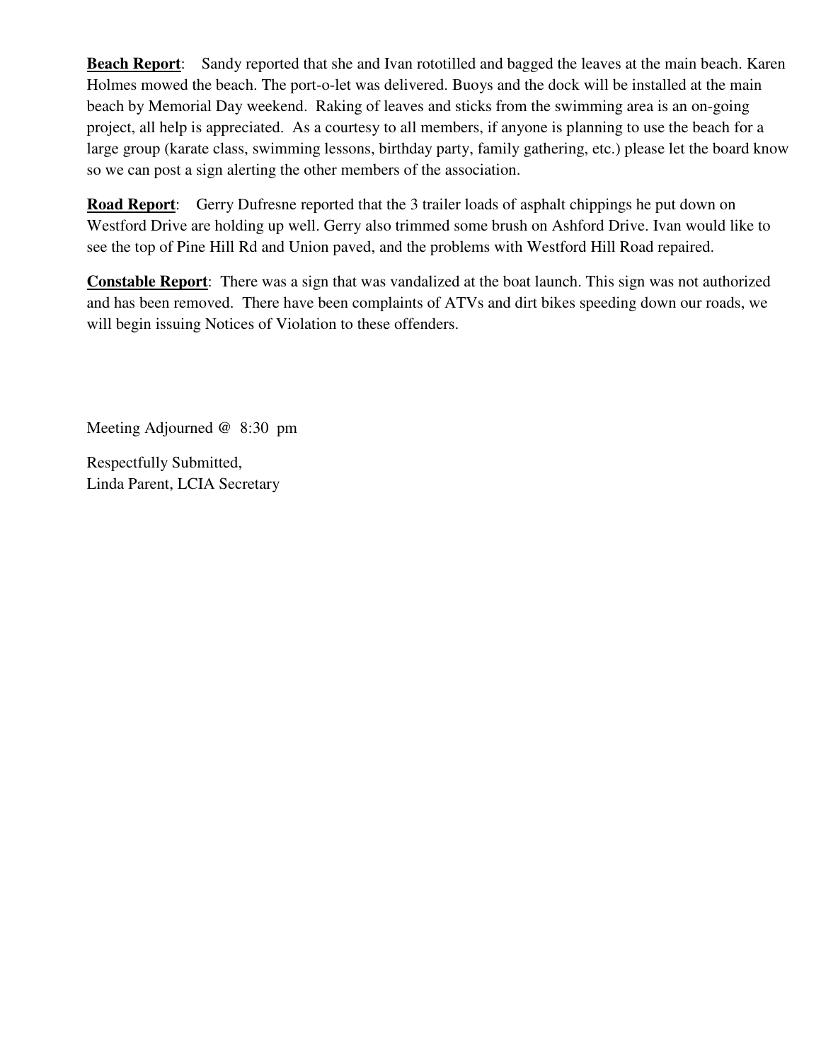**Beach Report**: Sandy reported that she and Ivan rototilled and bagged the leaves at the main beach. Karen Holmes mowed the beach. The port-o-let was delivered. Buoys and the dock will be installed at the main beach by Memorial Day weekend. Raking of leaves and sticks from the swimming area is an on-going project, all help is appreciated. As a courtesy to all members, if anyone is planning to use the beach for a large group (karate class, swimming lessons, birthday party, family gathering, etc.) please let the board know so we can post a sign alerting the other members of the association.

**Road Report**: Gerry Dufresne reported that the 3 trailer loads of asphalt chippings he put down on Westford Drive are holding up well. Gerry also trimmed some brush on Ashford Drive. Ivan would like to see the top of Pine Hill Rd and Union paved, and the problems with Westford Hill Road repaired.

**Constable Report**: There was a sign that was vandalized at the boat launch. This sign was not authorized and has been removed. There have been complaints of ATVs and dirt bikes speeding down our roads, we will begin issuing Notices of Violation to these offenders.

Meeting Adjourned @ 8:30 pm

Respectfully Submitted,
Linda Parent, LCIA Secretary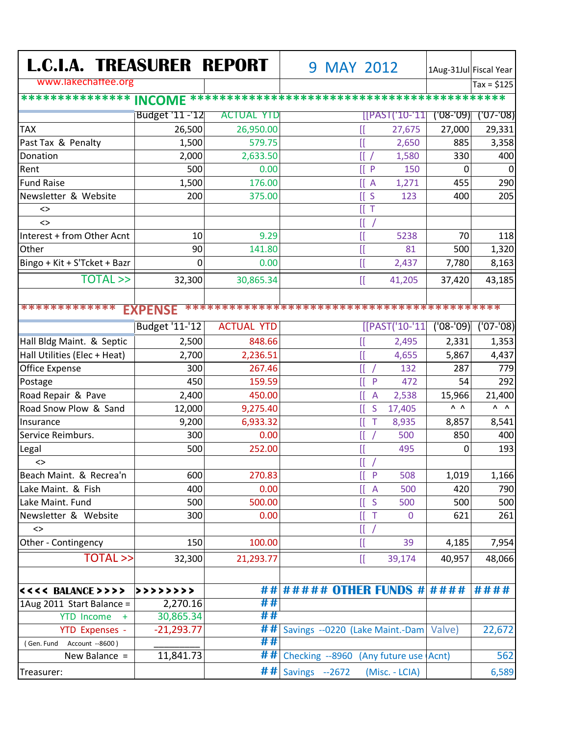# L.C.I.A. TREASURER REPORT

**9 MAY 2012** | 1Aug-31Jul Fiscal Year | Tax = $125

www.lakechaffee.org

## ************** INCOME ******************************************

| | Budget '11 -'12 | ACTUAL YTD | [[PAST('10-'11 | ('08-'09) | ('07-'08) |
|---|---|---|---|---|---|
| TAX | 26,500 | 26,950.00 | [[ 27,675 | 27,000 | 29,331 |
| Past Tax & Penalty | 1,500 | 579.75 | [[ 2,650 | 885 | 3,358 |
| Donation | 2,000 | 2,633.50 | [[ / 1,580 | 330 | 400 |
| Rent | 500 | 0.00 | [[ P 150 | 0 | 0 |
| Fund Raise | 1,500 | 176.00 | [[ A 1,271 | 455 | 290 |
| Newsletter & Website | 200 | 375.00 | [[ S 123 | 400 | 205 |
| <> | | | [[ T | | |
| <> | | | [[ / | | |
| Interest + from Other Acnt | 10 | 9.29 | [[ 5238 | 70 | 118 |
| Other | 90 | 141.80 | [[ 81 | 500 | 1,320 |
| Bingo + Kit + S'Tcket + Bazr | 0 | 0.00 | [[ 2,437 | 7,780 | 8,163 |
| TOTAL >> | 32,300 | 30,865.34 | [[ 41,205 | 37,420 | 43,185 |

## ************* EXPENSE ******************************************

| | Budget '11-'12 | ACTUAL YTD | [[PAST('10-'11 | ('08-'09) | ('07-'08) |
|---|---|---|---|---|---|
| Hall Bldg Maint. & Septic | 2,500 | 848.66 | [[ 2,495 | 2,331 | 1,353 |
| Hall Utilities (Elec + Heat) | 2,700 | 2,236.51 | [[ 4,655 | 5,867 | 4,437 |
| Office Expense | 300 | 267.46 | [[ / 132 | 287 | 779 |
| Postage | 450 | 159.59 | [[ P 472 | 54 | 292 |
| Road Repair & Pave | 2,400 | 450.00 | [[ A 2,538 | 15,966 | 21,400 |
| Road Snow Plow & Sand | 12,000 | 9,275.40 | [[ S 17,405 | ^ ^ | ^ ^ |
| Insurance | 9,200 | 6,933.32 | [[ T 8,935 | 8,857 | 8,541 |
| Service Reimburs. | 300 | 0.00 | [[ / 500 | 850 | 400 |
| Legal | 500 | 252.00 | [[ 495 | 0 | 193 |
| <> | | | [[ / | | |
| Beach Maint. & Recrea'n | 600 | 270.83 | [[ P 508 | 1,019 | 1,166 |
| Lake Maint. & Fish | 400 | 0.00 | [[ A 500 | 420 | 790 |
| Lake Maint. Fund | 500 | 500.00 | [[ S 500 | 500 | 500 |
| Newsletter & Website | 300 | 0.00 | [[ T 0 | 621 | 261 |
| <> | | | [[ / | | |
| Other - Contingency | 150 | 100.00 | [[ 39 | 4,185 | 7,954 |
| TOTAL >> | 32,300 | 21,293.77 | [[ 39,174 | 40,957 | 48,066 |

| <<<< BALANCE >>>> | >>>>>>>> | ## | ##### OTHER FUNDS # | #### | #### |
|---|---|---|---|---|---|
| 1Aug 2011 Start Balance = | 2,270.16 | ## | | | |
| YTD Income + | 30,865.34 | ## | | | |
| YTD Expenses - | -21,293.77 | ## | Savings --0220 (Lake Maint.-Dam | Valve) | 22,672 |
| ( Gen. Fund Account --8600 ) | _________ | ## | | | |
| New Balance = | 11,841.73 | ## | Checking --8960 (Any future use | Acnt) | 562 |
| Treasurer: | | ## | Savings --2672 (Misc. - LCIA) | | 6,589 |